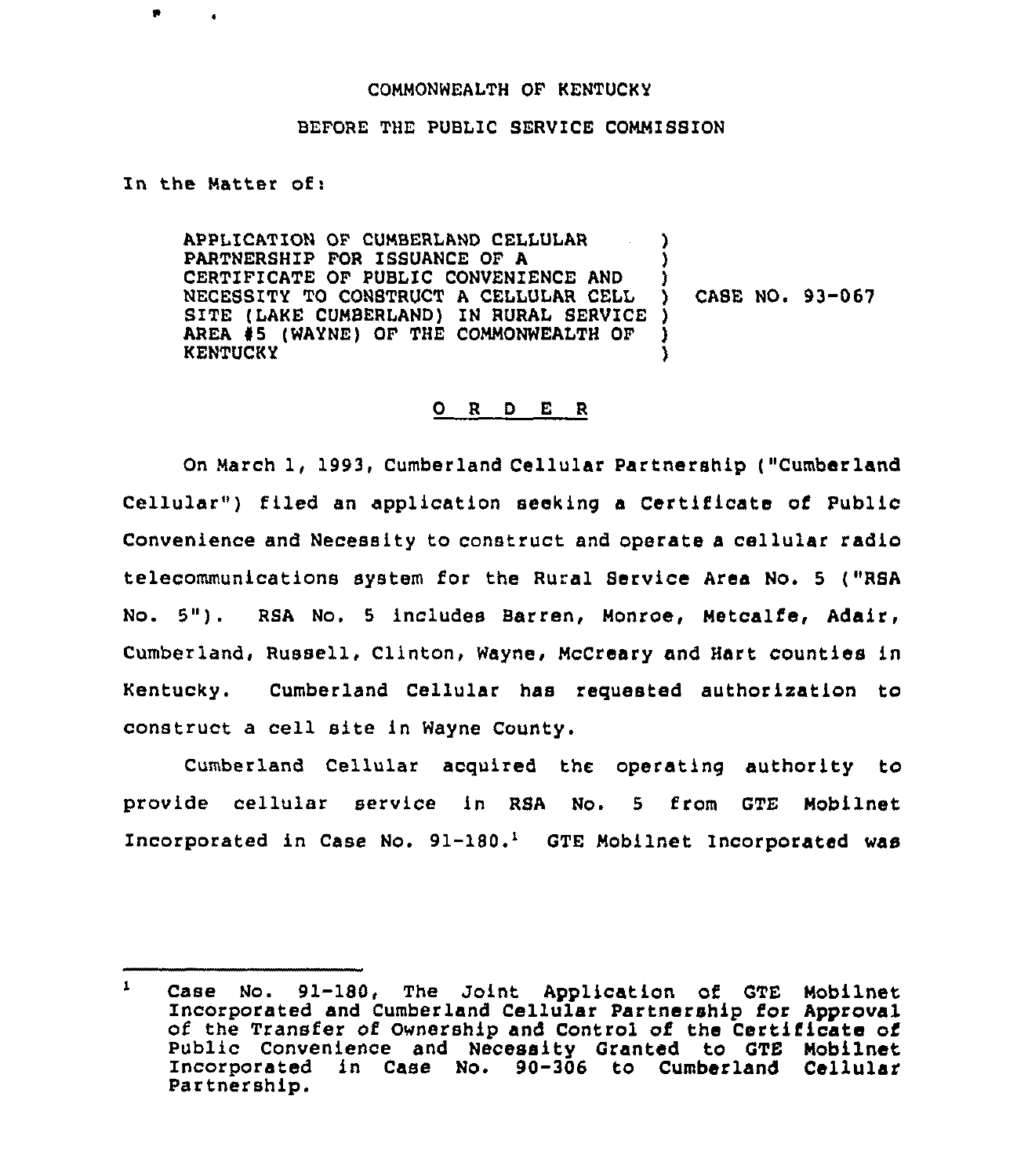COMMONWEALTH OF KENTUCKY

BEFORE THE PUBLIC SERVICE COMMISSION

In the Matter of:

| | |
|---|---|
| APPLICATION OF CUMBERLAND CELLULAR PARTNERSHIP FOR ISSUANCE OF A CERTIFICATE OF PUBLIC CONVENIENCE AND NECESSITY TO CONSTRUCT A CELLULAR CELL SITE (LAKE CUMBERLAND) IN RURAL SERVICE AREA #5 (WAYNE) OF THE COMMONWEALTH OF KENTUCKY | CASE NO. 93-067 |

O R D E R

On March 1, 1993, Cumberland Cellular Partnership ("Cumberland Cellular") filed an application seeking a Certificate of Public Convenience and Necessity to construct and operate a cellular radio telecommunications system for the Rural Service Area No. 5 ("RSA No. 5"). RSA No. 5 includes Barren, Monroe, Metcalfe, Adair, Cumberland, Russell, Clinton, Wayne, McCreary and Hart counties in Kentucky. Cumberland Cellular has requested authorization to construct a cell site in Wayne County.

Cumberland Cellular acquired the operating authority to provide cellular service in RSA No. 5 from GTE Mobilnet Incorporated in Case No. 91-180.[1] GTE Mobilnet Incorporated was

[1] Case No. 91-180, The Joint Application of GTE Mobilnet Incorporated and Cumberland Cellular Partnership for Approval of the Transfer of Ownership and Control of the Certificate of Public Convenience and Necessity Granted to GTE Mobilnet Incorporated in Case No. 90-306 to Cumberland Cellular Partnership.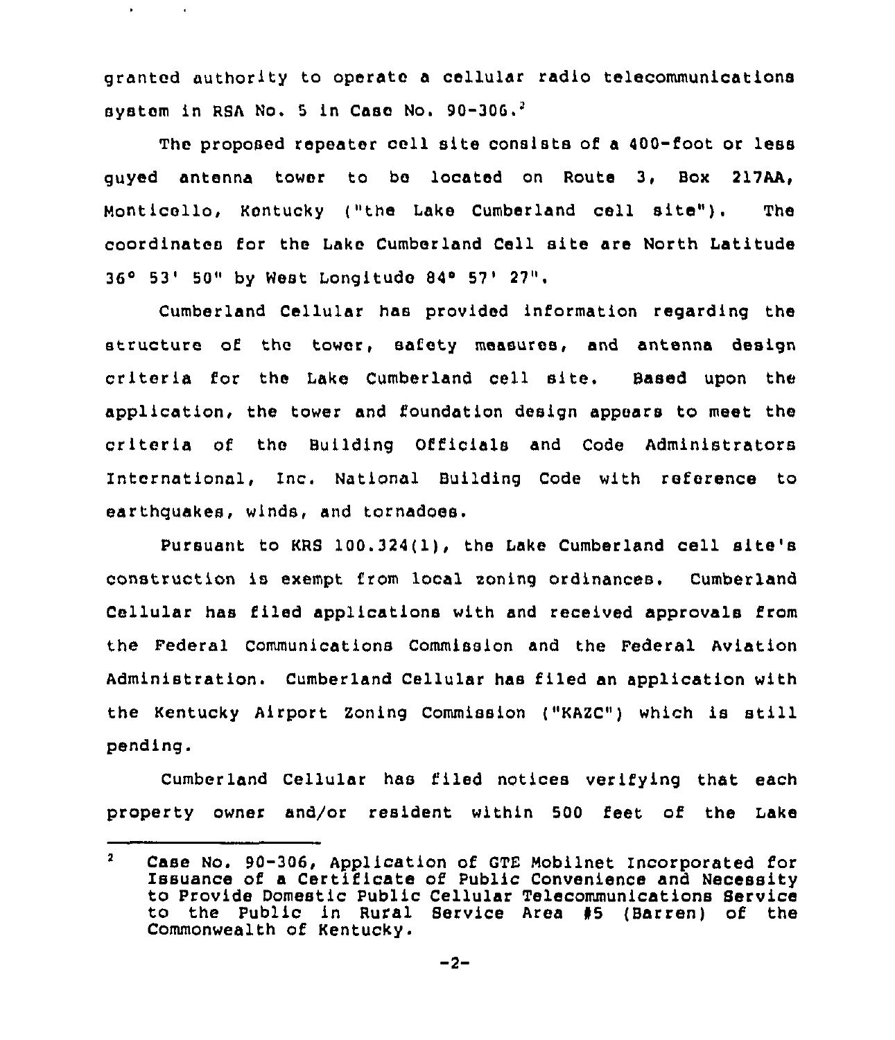granted authority to operate a cellular radio telecommunications system in RSA No. 5 in Case No. 90-306.[2]

The proposed repeater cell site consists of a 400-foot or less guyed antenna tower to be located on Route 3, Box 217AA, Monticello, Kentucky ("the Lake Cumberland cell site"). The coordinates for the Lake Cumberland Cell site are North Latitude 36° 53' 50" by West Longitude 84° 57' 27".

Cumberland Cellular has provided information regarding the structure of the tower, safety measures, and antenna design criteria for the Lake Cumberland cell site. Based upon the application, the tower and foundation design appears to meet the criteria of the Building Officials and Code Administrators International, Inc. National Building Code with reference to earthquakes, winds, and tornadoes.

Pursuant to KRS 100.324(1), the Lake Cumberland cell site's construction is exempt from local zoning ordinances. Cumberland Cellular has filed applications with and received approvals from the Federal Communications Commission and the Federal Aviation Administration. Cumberland Cellular has filed an application with the Kentucky Airport Zoning Commission ("KAZC") which is still pending.

Cumberland Cellular has filed notices verifying that each property owner and/or resident within 500 feet of the Lake

---

[2] Case No. 90-306, Application of GTE Mobilnet Incorporated for Issuance of a Certificate of Public Convenience and Necessity to Provide Domestic Public Cellular Telecommunications Service to the Public in Rural Service Area #5 (Barren) of the Commonwealth of Kentucky.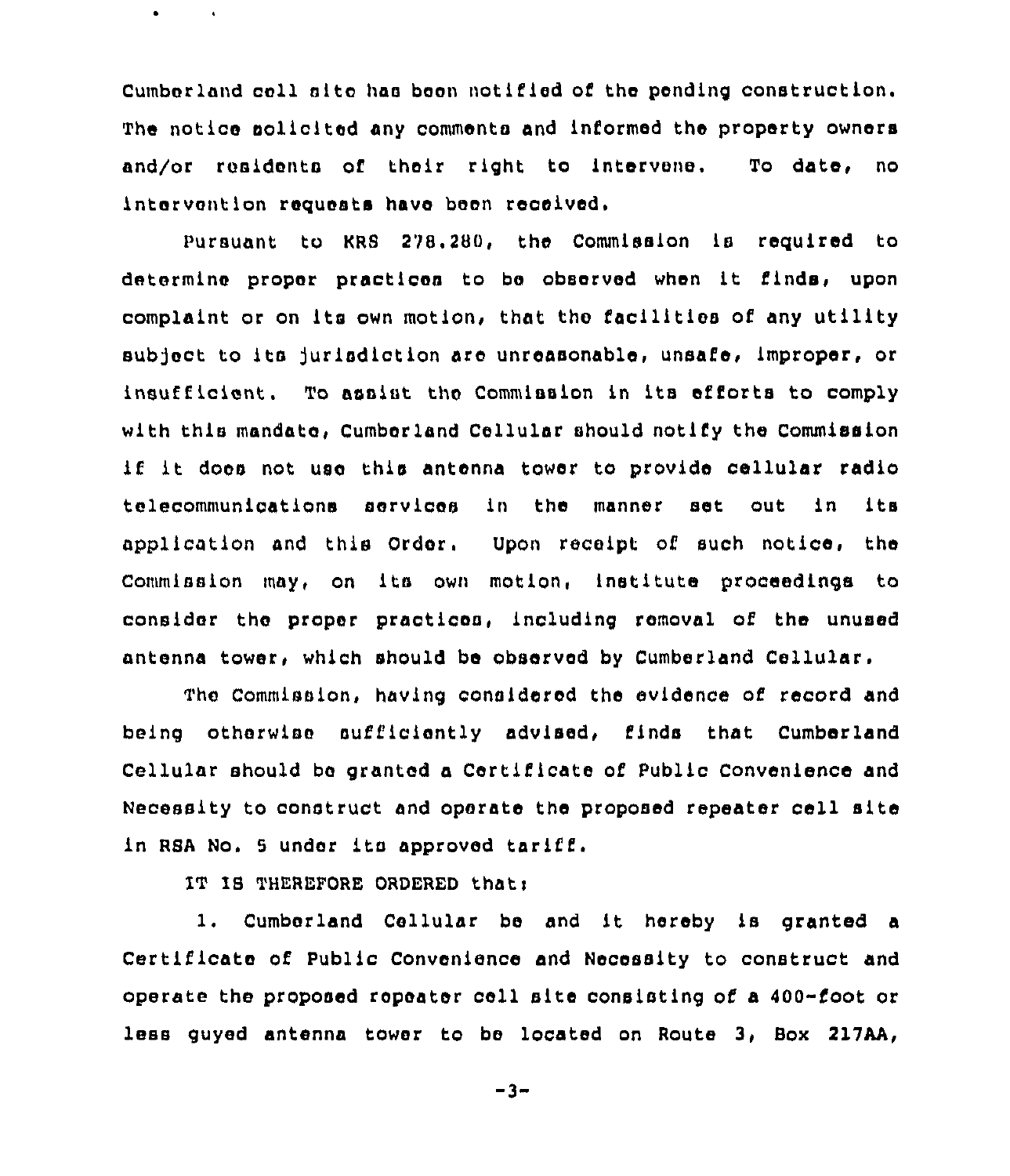Cumberland cell site has been notified of the pending construction. The notice solicited any comments and informed the property owners and/or residents of their right to intervene. To date, no intervention requests have been received.

Pursuant to KRS 278.280, the Commission is required to determine proper practices to be observed when it finds, upon complaint or on its own motion, that the facilities of any utility subject to its jurisdiction are unreasonable, unsafe, improper, or insufficient. To assist the Commission in its efforts to comply with this mandate, Cumberland Cellular should notify the Commission if it does not use this antenna tower to provide cellular radio telecommunications services in the manner set out in its application and this Order. Upon receipt of such notice, the Commission may, on its own motion, institute proceedings to consider the proper practices, including removal of the unused antenna tower, which should be observed by Cumberland Cellular.

The Commission, having considered the evidence of record and being otherwise sufficiently advised, finds that Cumberland Cellular should be granted a Certificate of Public Convenience and Necessity to construct and operate the proposed repeater cell site in RSA No. 5 under its approved tariff.

IT IS THEREFORE ORDERED that:

1. Cumberland Cellular be and it hereby is granted a Certificate of Public Convenience and Necessity to construct and operate the proposed repeater cell site consisting of a 400-foot or less guyed antenna tower to be located on Route 3, Box 217AA,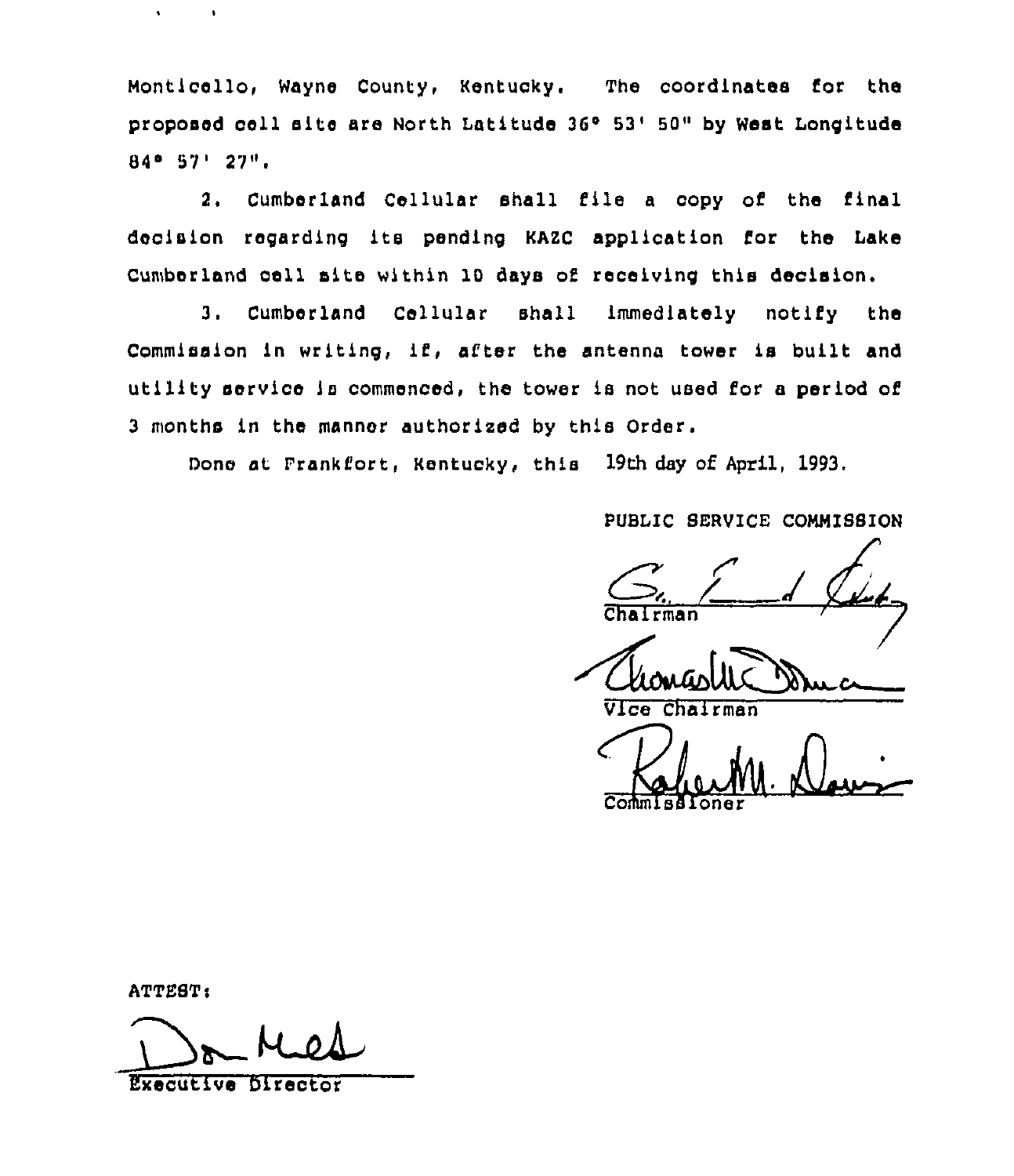Monticello, Wayne County, Kentucky. The coordinates for the proposed cell site are North Latitude 36° 53' 50" by West Longitude 84° 57' 27".

2. Cumberland Cellular shall file a copy of the final decision regarding its pending KAZC application for the Lake Cumberland cell site within 10 days of receiving this decision.

3. Cumberland Cellular shall immediately notify the Commission in writing, if, after the antenna tower is built and utility service is commenced, the tower is not used for a period of 3 months in the manner authorized by this Order.

Done at Frankfort, Kentucky, this 19th day of April, 1993.

PUBLIC SERVICE COMMISSION

Chairman

Vice Chairman

Commissioner

ATTEST:

Executive Director